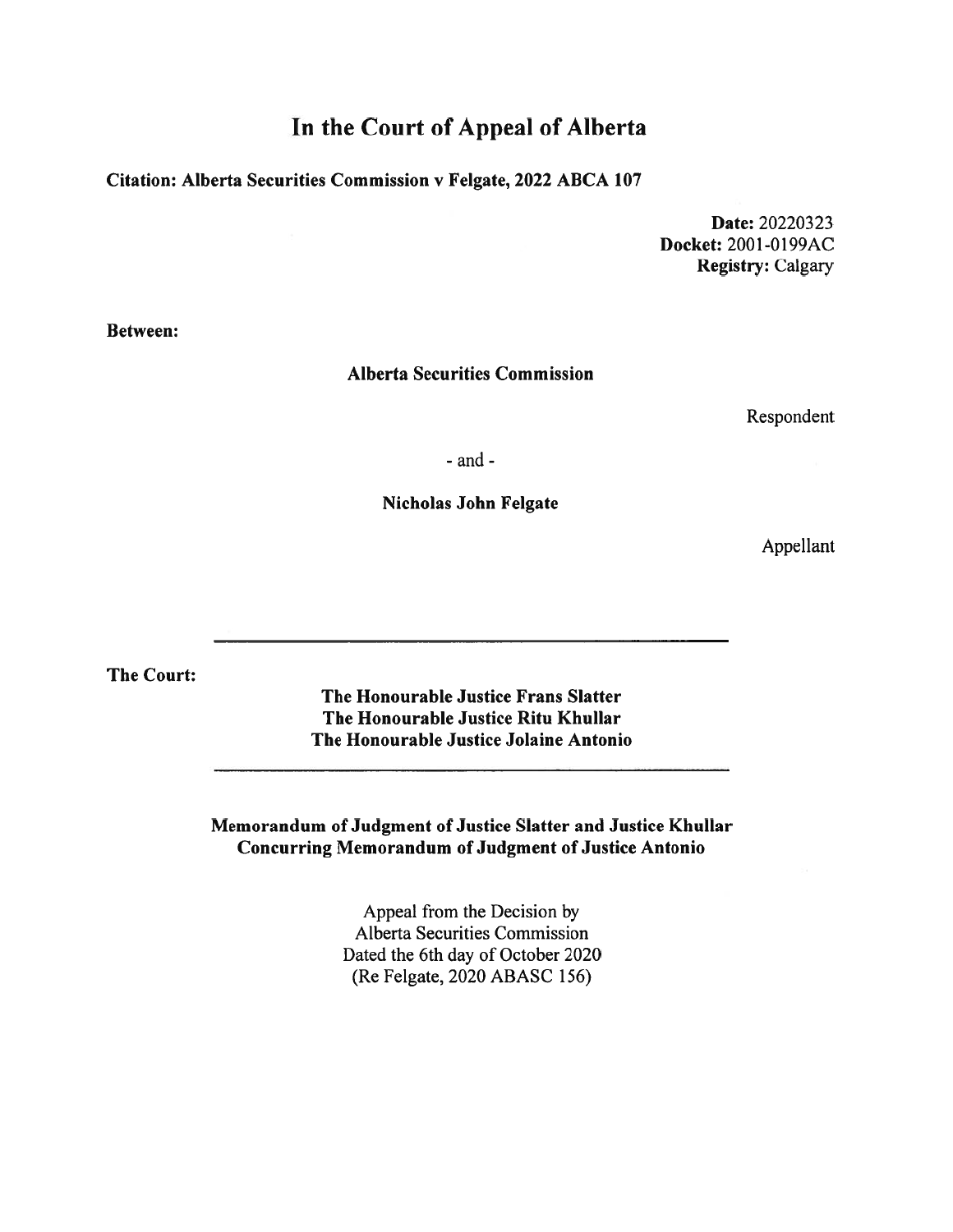# In the Court of Appeal of Alberta

**Citation: Alberta Securities Commission v Felgate, 2022 ABCA 107**

**Date:** 20220323
**Docket:** 2001-0199AC
**Registry:** Calgary

**Between:**

**Alberta Securities Commission**

Respondent

\- and -

**Nicholas John Felgate**

Appellant

---

**The Court:**

**The Honourable Justice Frans Slatter**
**The Honourable Justice Ritu Khullar**
**The Honourable Justice Jolaine Antonio**

---

**Memorandum of Judgment of Justice Slatter and Justice Khullar**
**Concurring Memorandum of Judgment of Justice Antonio**

Appeal from the Decision by
Alberta Securities Commission
Dated the 6th day of October 2020
(Re Felgate, 2020 ABASC 156)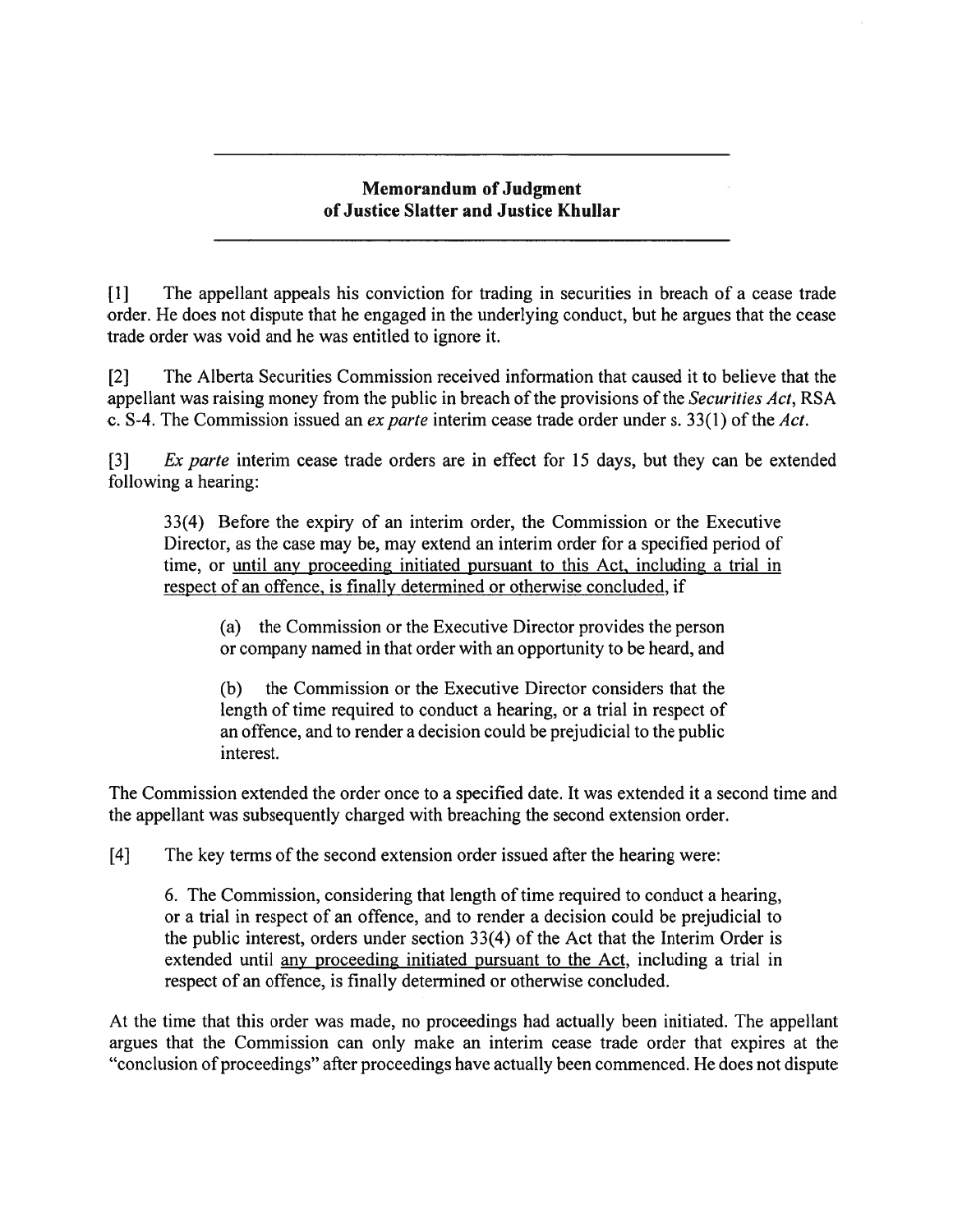**Memorandum of Judgment**
**of Justice Slatter and Justice Khullar**

---

[1] The appellant appeals his conviction for trading in securities in breach of a cease trade order. He does not dispute that he engaged in the underlying conduct, but he argues that the cease trade order was void and he was entitled to ignore it.

[2] The Alberta Securities Commission received information that caused it to believe that the appellant was raising money from the public in breach of the provisions of the *Securities Act*, RSA c. S-4. The Commission issued an *ex parte* interim cease trade order under s. 33(1) of the *Act*.

[3] *Ex parte* interim cease trade orders are in effect for 15 days, but they can be extended following a hearing:

> 33(4) Before the expiry of an interim order, the Commission or the Executive Director, as the case may be, may extend an interim order for a specified period of time, or until any proceeding initiated pursuant to this Act, including a trial in respect of an offence, is finally determined or otherwise concluded, if
>
> > (a) the Commission or the Executive Director provides the person or company named in that order with an opportunity to be heard, and
> >
> > (b) the Commission or the Executive Director considers that the length of time required to conduct a hearing, or a trial in respect of an offence, and to render a decision could be prejudicial to the public interest.

The Commission extended the order once to a specified date. It was extended it a second time and the appellant was subsequently charged with breaching the second extension order.

[4] The key terms of the second extension order issued after the hearing were:

> 6. The Commission, considering that length of time required to conduct a hearing, or a trial in respect of an offence, and to render a decision could be prejudicial to the public interest, orders under section 33(4) of the Act that the Interim Order is extended until any proceeding initiated pursuant to the Act, including a trial in respect of an offence, is finally determined or otherwise concluded.

At the time that this order was made, no proceedings had actually been initiated. The appellant argues that the Commission can only make an interim cease trade order that expires at the "conclusion of proceedings" after proceedings have actually been commenced. He does not dispute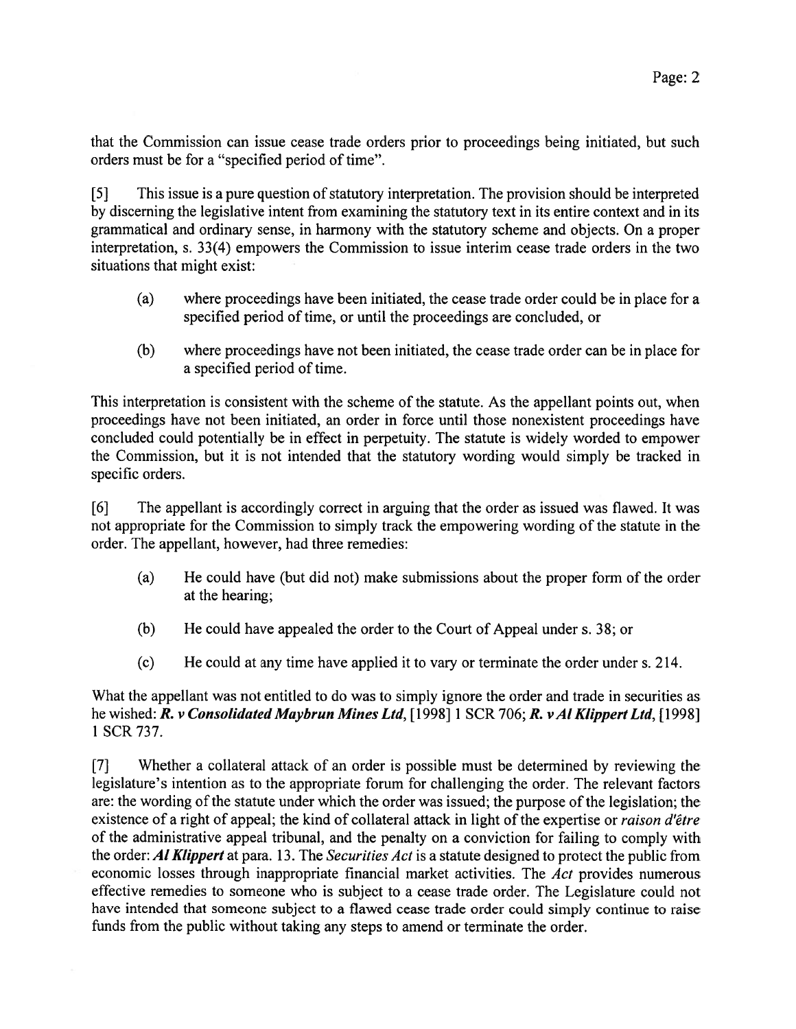that the Commission can issue cease trade orders prior to proceedings being initiated, but such orders must be for a "specified period of time".

[5] This issue is a pure question of statutory interpretation. The provision should be interpreted by discerning the legislative intent from examining the statutory text in its entire context and in its grammatical and ordinary sense, in harmony with the statutory scheme and objects. On a proper interpretation, s. 33(4) empowers the Commission to issue interim cease trade orders in the two situations that might exist:

(a) where proceedings have been initiated, the cease trade order could be in place for a specified period of time, or until the proceedings are concluded, or

(b) where proceedings have not been initiated, the cease trade order can be in place for a specified period of time.

This interpretation is consistent with the scheme of the statute. As the appellant points out, when proceedings have not been initiated, an order in force until those nonexistent proceedings have concluded could potentially be in effect in perpetuity. The statute is widely worded to empower the Commission, but it is not intended that the statutory wording would simply be tracked in specific orders.

[6] The appellant is accordingly correct in arguing that the order as issued was flawed. It was not appropriate for the Commission to simply track the empowering wording of the statute in the order. The appellant, however, had three remedies:

(a) He could have (but did not) make submissions about the proper form of the order at the hearing;

(b) He could have appealed the order to the Court of Appeal under s. 38; or

(c) He could at any time have applied it to vary or terminate the order under s. 214.

What the appellant was not entitled to do was to simply ignore the order and trade in securities as he wished: ***R. v Consolidated Maybrun Mines Ltd***, [1998] 1 SCR 706; ***R. v Al Klippert Ltd***, [1998] 1 SCR 737.

[7] Whether a collateral attack of an order is possible must be determined by reviewing the legislature's intention as to the appropriate forum for challenging the order. The relevant factors are: the wording of the statute under which the order was issued; the purpose of the legislation; the existence of a right of appeal; the kind of collateral attack in light of the expertise or *raison d'être* of the administrative appeal tribunal, and the penalty on a conviction for failing to comply with the order: ***Al Klippert*** at para. 13. The *Securities Act* is a statute designed to protect the public from economic losses through inappropriate financial market activities. The *Act* provides numerous effective remedies to someone who is subject to a cease trade order. The Legislature could not have intended that someone subject to a flawed cease trade order could simply continue to raise funds from the public without taking any steps to amend or terminate the order.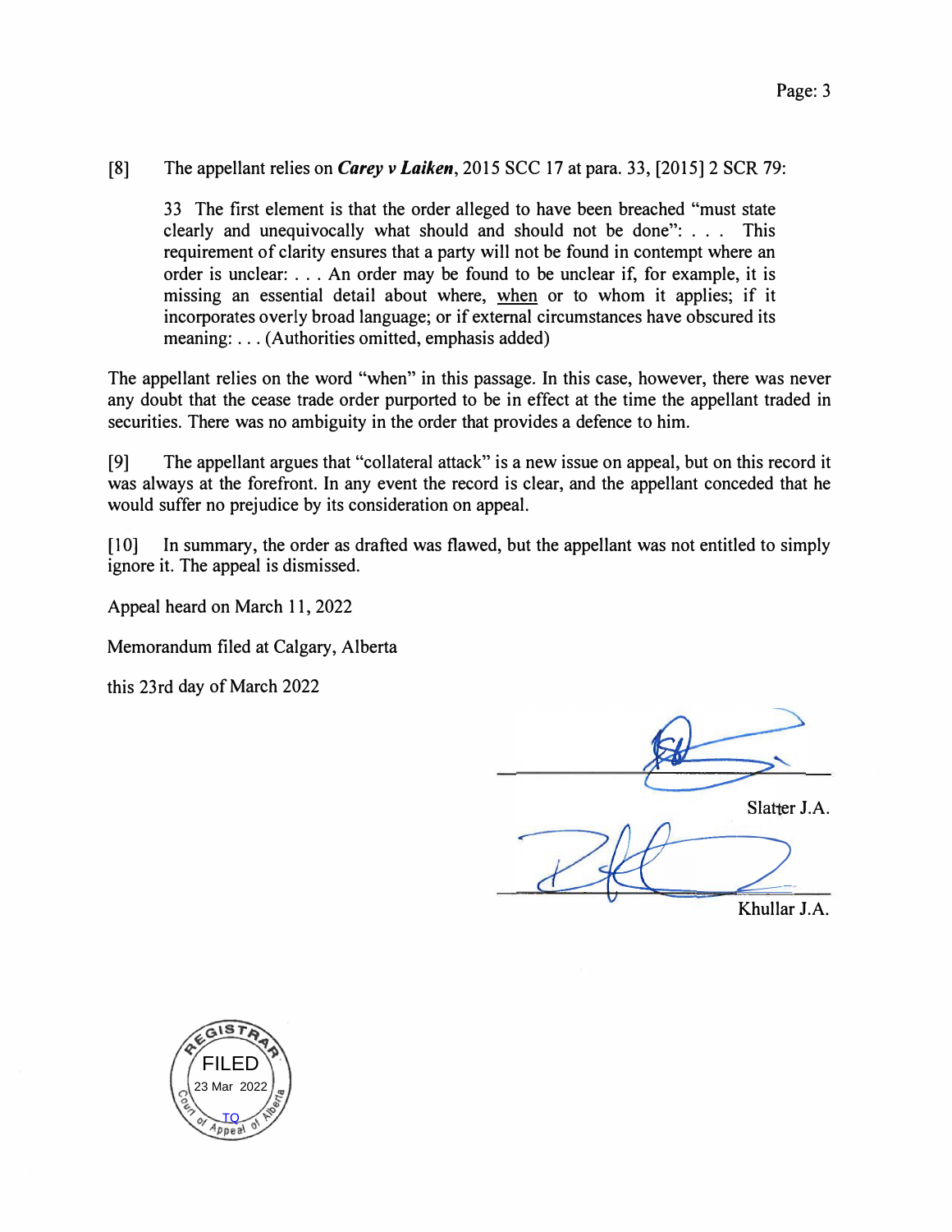[8] The appellant relies on ***Carey v Laiken***, 2015 SCC 17 at para. 33, [2015] 2 SCR 79:

> 33 The first element is that the order alleged to have been breached "must state clearly and unequivocally what should and should not be done": . . . This requirement of clarity ensures that a party will not be found in contempt where an order is unclear: . . . An order may be found to be unclear if, for example, it is missing an essential detail about where, <u>when</u> or to whom it applies; if it incorporates overly broad language; or if external circumstances have obscured its meaning: . . . (Authorities omitted, emphasis added)

The appellant relies on the word "when" in this passage. In this case, however, there was never any doubt that the cease trade order purported to be in effect at the time the appellant traded in securities. There was no ambiguity in the order that provides a defence to him.

[9] The appellant argues that "collateral attack" is a new issue on appeal, but on this record it was always at the forefront. In any event the record is clear, and the appellant conceded that he would suffer no prejudice by its consideration on appeal.

[10] In summary, the order as drafted was flawed, but the appellant was not entitled to simply ignore it. The appeal is dismissed.

Appeal heard on March 11, 2022

Memorandum filed at Calgary, Alberta

this 23rd day of March 2022

Slatter J.A.

Khullar J.A.

REGISTRAR FILED 23 Mar 2022 TQ Court of Appeal of Alberta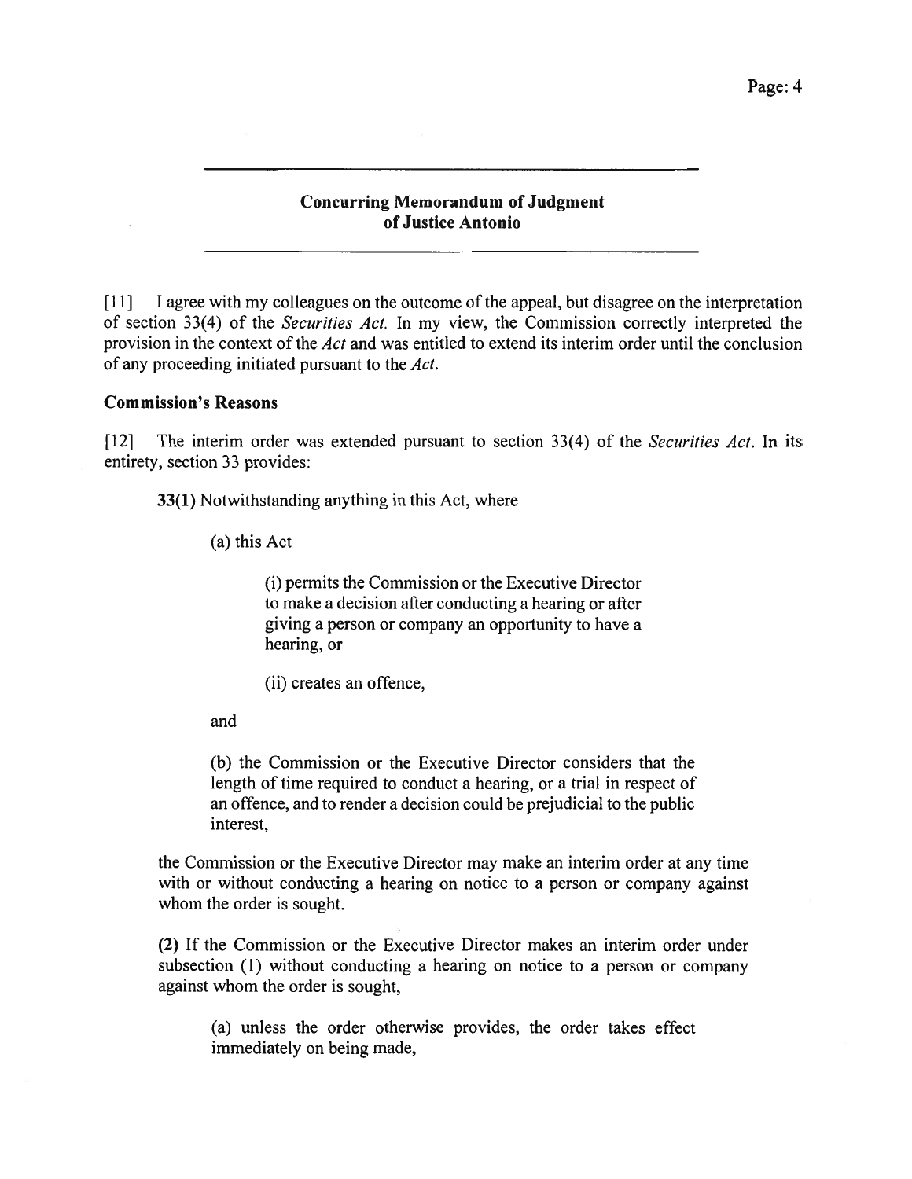## Concurring Memorandum of Judgment of Justice Antonio

[11] I agree with my colleagues on the outcome of the appeal, but disagree on the interpretation of section 33(4) of the *Securities Act*. In my view, the Commission correctly interpreted the provision in the context of the *Act* and was entitled to extend its interim order until the conclusion of any proceeding initiated pursuant to the *Act*.

### Commission's Reasons

[12] The interim order was extended pursuant to section 33(4) of the *Securities Act*. In its entirety, section 33 provides:

> **33(1)** Notwithstanding anything in this Act, where
>
> > (a) this Act
> >
> > > (i) permits the Commission or the Executive Director to make a decision after conducting a hearing or after giving a person or company an opportunity to have a hearing, or
> > >
> > > (ii) creates an offence,
> >
> > and
> >
> > (b) the Commission or the Executive Director considers that the length of time required to conduct a hearing, or a trial in respect of an offence, and to render a decision could be prejudicial to the public interest,
>
> the Commission or the Executive Director may make an interim order at any time with or without conducting a hearing on notice to a person or company against whom the order is sought.
>
> **(2)** If the Commission or the Executive Director makes an interim order under subsection (1) without conducting a hearing on notice to a person or company against whom the order is sought,
>
> > (a) unless the order otherwise provides, the order takes effect immediately on being made,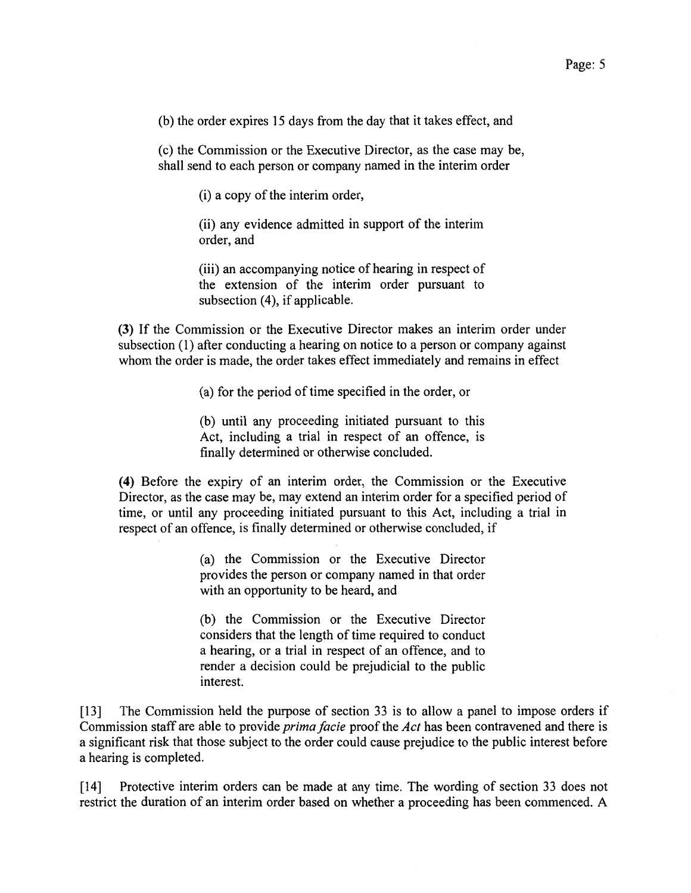(b) the order expires 15 days from the day that it takes effect, and

(c) the Commission or the Executive Director, as the case may be, shall send to each person or company named in the interim order

(i) a copy of the interim order,

(ii) any evidence admitted in support of the interim order, and

(iii) an accompanying notice of hearing in respect of the extension of the interim order pursuant to subsection (4), if applicable.

**(3)** If the Commission or the Executive Director makes an interim order under subsection (1) after conducting a hearing on notice to a person or company against whom the order is made, the order takes effect immediately and remains in effect

(a) for the period of time specified in the order, or

(b) until any proceeding initiated pursuant to this Act, including a trial in respect of an offence, is finally determined or otherwise concluded.

**(4)** Before the expiry of an interim order, the Commission or the Executive Director, as the case may be, may extend an interim order for a specified period of time, or until any proceeding initiated pursuant to this Act, including a trial in respect of an offence, is finally determined or otherwise concluded, if

(a) the Commission or the Executive Director provides the person or company named in that order with an opportunity to be heard, and

(b) the Commission or the Executive Director considers that the length of time required to conduct a hearing, or a trial in respect of an offence, and to render a decision could be prejudicial to the public interest.

[13] The Commission held the purpose of section 33 is to allow a panel to impose orders if Commission staff are able to provide *prima facie* proof the *Act* has been contravened and there is a significant risk that those subject to the order could cause prejudice to the public interest before a hearing is completed.

[14] Protective interim orders can be made at any time. The wording of section 33 does not restrict the duration of an interim order based on whether a proceeding has been commenced. A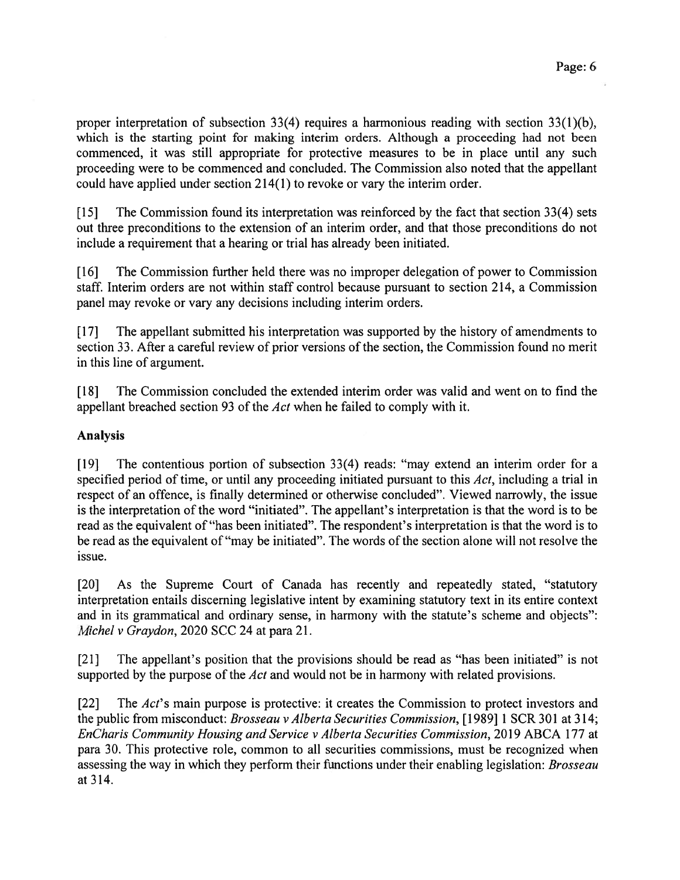proper interpretation of subsection 33(4) requires a harmonious reading with section 33(1)(b), which is the starting point for making interim orders. Although a proceeding had not been commenced, it was still appropriate for protective measures to be in place until any such proceeding were to be commenced and concluded. The Commission also noted that the appellant could have applied under section 214(1) to revoke or vary the interim order.

[15] The Commission found its interpretation was reinforced by the fact that section 33(4) sets out three preconditions to the extension of an interim order, and that those preconditions do not include a requirement that a hearing or trial has already been initiated.

[16] The Commission further held there was no improper delegation of power to Commission staff. Interim orders are not within staff control because pursuant to section 214, a Commission panel may revoke or vary any decisions including interim orders.

[17] The appellant submitted his interpretation was supported by the history of amendments to section 33. After a careful review of prior versions of the section, the Commission found no merit in this line of argument.

[18] The Commission concluded the extended interim order was valid and went on to find the appellant breached section 93 of the *Act* when he failed to comply with it.

## Analysis

[19] The contentious portion of subsection 33(4) reads: "may extend an interim order for a specified period of time, or until any proceeding initiated pursuant to this *Act*, including a trial in respect of an offence, is finally determined or otherwise concluded". Viewed narrowly, the issue is the interpretation of the word "initiated". The appellant's interpretation is that the word is to be read as the equivalent of "has been initiated". The respondent's interpretation is that the word is to be read as the equivalent of "may be initiated". The words of the section alone will not resolve the issue.

[20] As the Supreme Court of Canada has recently and repeatedly stated, "statutory interpretation entails discerning legislative intent by examining statutory text in its entire context and in its grammatical and ordinary sense, in harmony with the statute's scheme and objects": *Michel v Graydon*, 2020 SCC 24 at para 21.

[21] The appellant's position that the provisions should be read as "has been initiated" is not supported by the purpose of the *Act* and would not be in harmony with related provisions.

[22] The *Act*'s main purpose is protective: it creates the Commission to protect investors and the public from misconduct: *Brosseau v Alberta Securities Commission*, [1989] 1 SCR 301 at 314; *EnCharis Community Housing and Service v Alberta Securities Commission*, 2019 ABCA 177 at para 30. This protective role, common to all securities commissions, must be recognized when assessing the way in which they perform their functions under their enabling legislation: *Brosseau* at 314.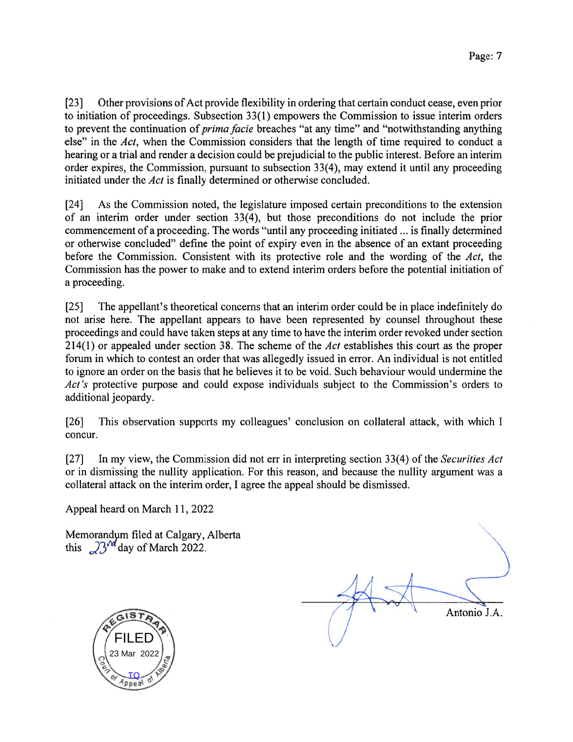[23] Other provisions of Act provide flexibility in ordering that certain conduct cease, even prior to initiation of proceedings. Subsection 33(1) empowers the Commission to issue interim orders to prevent the continuation of *prima facie* breaches "at any time" and "notwithstanding anything else" in the *Act*, when the Commission considers that the length of time required to conduct a hearing or a trial and render a decision could be prejudicial to the public interest. Before an interim order expires, the Commission, pursuant to subsection 33(4), may extend it until any proceeding initiated under the *Act* is finally determined or otherwise concluded.

[24] As the Commission noted, the legislature imposed certain preconditions to the extension of an interim order under section 33(4), but those preconditions do not include the prior commencement of a proceeding. The words "until any proceeding initiated ... is finally determined or otherwise concluded" define the point of expiry even in the absence of an extant proceeding before the Commission. Consistent with its protective role and the wording of the *Act*, the Commission has the power to make and to extend interim orders before the potential initiation of a proceeding.

[25] The appellant's theoretical concerns that an interim order could be in place indefinitely do not arise here. The appellant appears to have been represented by counsel throughout these proceedings and could have taken steps at any time to have the interim order revoked under section 214(1) or appealed under section 38. The scheme of the *Act* establishes this court as the proper forum in which to contest an order that was allegedly issued in error. An individual is not entitled to ignore an order on the basis that he believes it to be void. Such behaviour would undermine the *Act's* protective purpose and could expose individuals subject to the Commission's orders to additional jeopardy.

[26] This observation supports my colleagues' conclusion on collateral attack, with which I concur.

[27] In my view, the Commission did not err in interpreting section 33(4) of the *Securities Act* or in dismissing the nullity application. For this reason, and because the nullity argument was a collateral attack on the interim order, I agree the appeal should be dismissed.

Appeal heard on March 11, 2022

Memorandum filed at Calgary, Alberta
this 23rd day of March 2022.

REGISTRAR
FILED
23 Mar 2022
TQ
Court of Appeal of Alberta

Antonio J.A.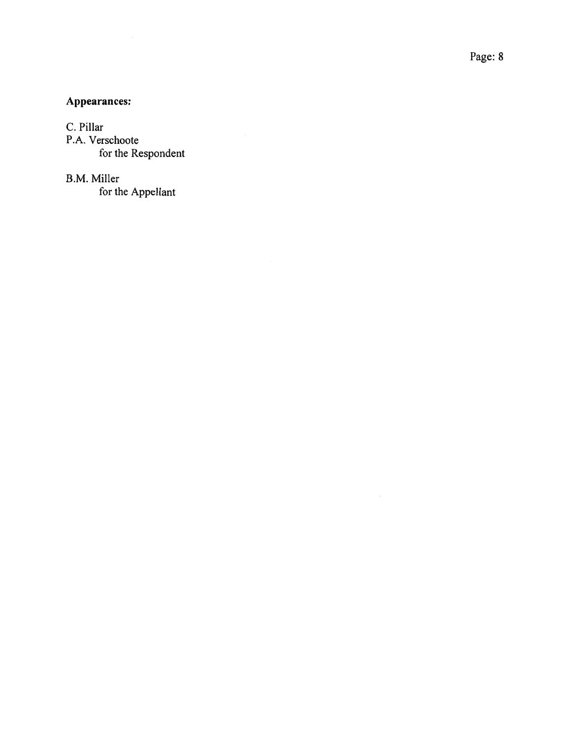**Appearances:**

C. Pillar
P.A. Verschoote
for the Respondent

B.M. Miller
for the Appellant